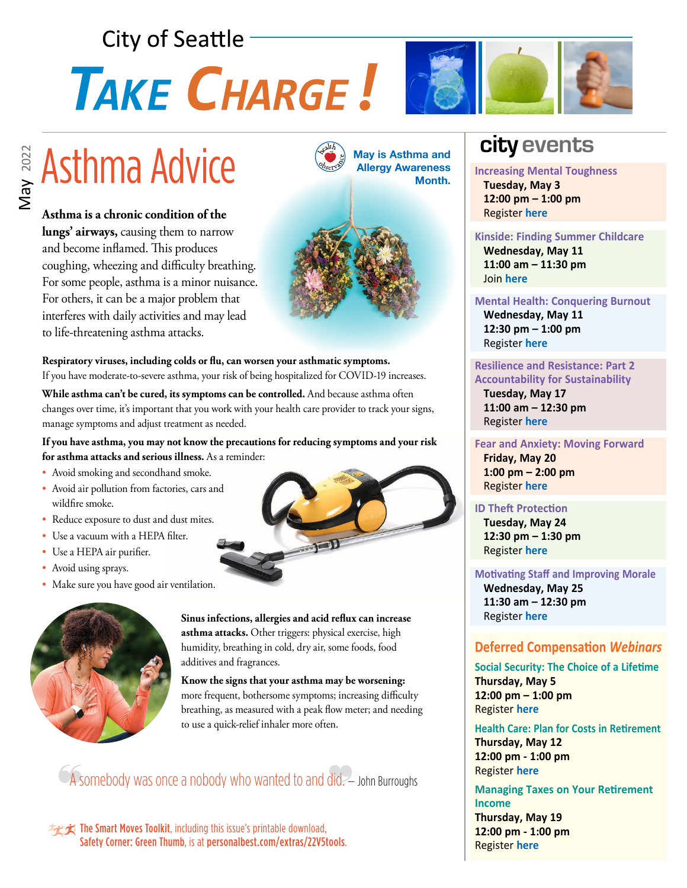City of Seattle

# TAKE CHARGE!

May 2022

## Asthma Advice

May is Asthma and Allergy Awareness Month.

**Asthma is a chronic condition of the lungs' airways,** causing them to narrow and become inflamed. This produces coughing, wheezing and difficulty breathing. For some people, asthma is a minor nuisance. For others, it can be a major problem that interferes with daily activities and may lead to life-threatening asthma attacks.

**Respiratory viruses, including colds or flu, can worsen your asthmatic symptoms.** If you have moderate-to-severe asthma, your risk of being hospitalized for COVID-19 increases.

**While asthma can't be cured, its symptoms can be controlled.** And because asthma often changes over time, it's important that you work with your health care provider to track your signs, manage symptoms and adjust treatment as needed.

**If you have asthma, you may not know the precautions for reducing symptoms and your risk for asthma attacks and serious illness.** As a reminder:

- Avoid smoking and secondhand smoke.
- Avoid air pollution from factories, cars and wildfire smoke.
- Reduce exposure to dust and dust mites.
- Use a vacuum with a HEPA filter.
- Use a HEPA air purifier.
- Avoid using sprays.
- Make sure you have good air ventilation.

**Sinus infections, allergies and acid reflux can increase asthma attacks.** Other triggers: physical exercise, high humidity, breathing in cold, dry air, some foods, food additives and fragrances.

**Know the signs that your asthma may be worsening:** more frequent, bothersome symptoms; increasing difficulty breathing, as measured with a peak flow meter; and needing to use a quick-relief inhaler more often.

"A somebody was once a nobody who wanted to and did." — John Burroughs

**The Smart Moves Toolkit**, including this issue's printable download, **Safety Corner: Green Thumb**, is at **personalbest.com/extras/22V5tools**.

## city events

**Increasing Mental Toughness**
Tuesday, May 3
12:00 pm – 1:00 pm
Register here

**Kinside: Finding Summer Childcare**
Wednesday, May 11
11:00 am – 11:30 pm
Join here

**Mental Health: Conquering Burnout**
Wednesday, May 11
12:30 pm – 1:00 pm
Register here

**Resilience and Resistance: Part 2 Accountability for Sustainability**
Tuesday, May 17
11:00 am – 12:30 pm
Register here

**Fear and Anxiety: Moving Forward**
Friday, May 20
1:00 pm – 2:00 pm
Register here

**ID Theft Protection**
Tuesday, May 24
12:30 pm – 1:30 pm
Register here

**Motivating Staff and Improving Morale**
Wednesday, May 25
11:30 am – 12:30 pm
Register here

### Deferred Compensation *Webinars*

**Social Security: The Choice of a Lifetime**
Thursday, May 5
12:00 pm – 1:00 pm
Register here

**Health Care: Plan for Costs in Retirement**
Thursday, May 12
12:00 pm - 1:00 pm
Register here

**Managing Taxes on Your Retirement Income**
Thursday, May 19
12:00 pm - 1:00 pm
Register here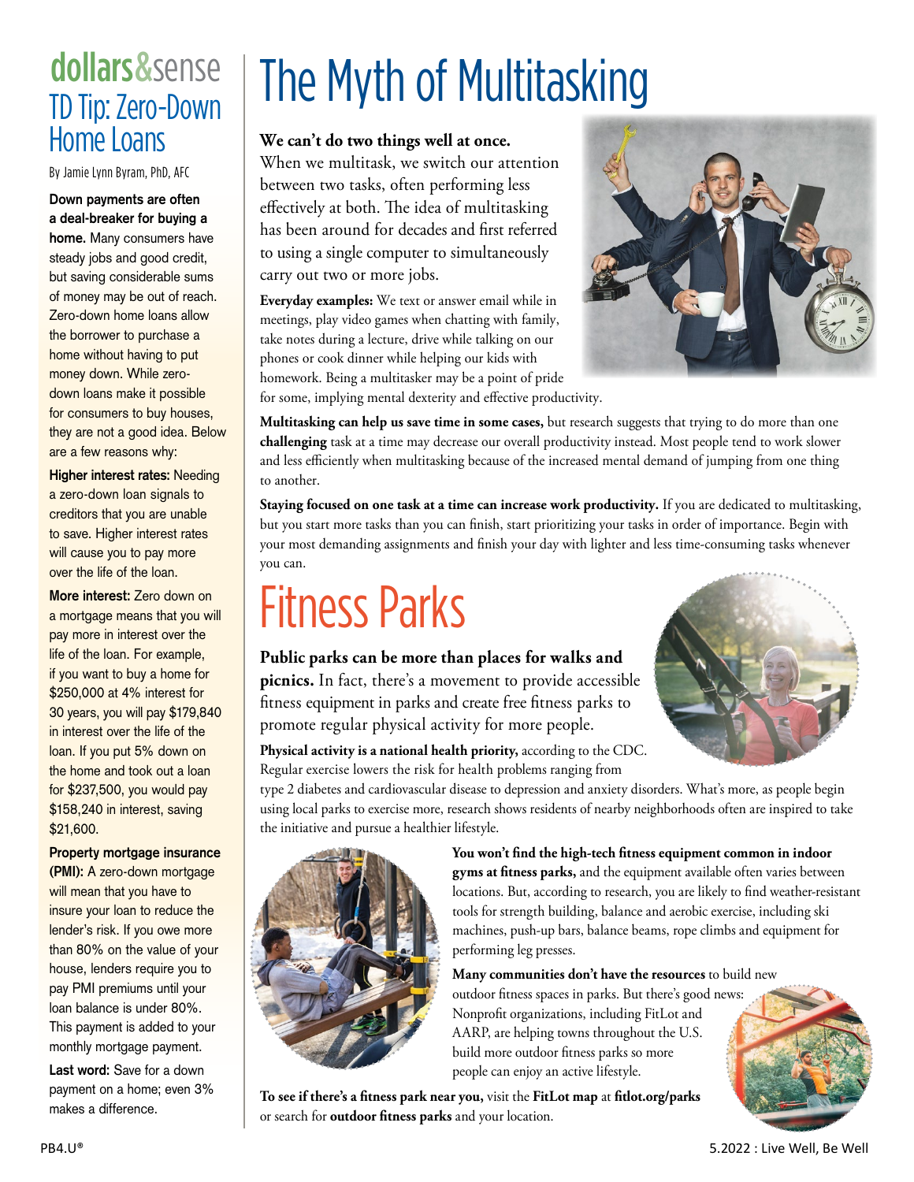## dollars&sense

### TD Tip: Zero-Down Home Loans

By Jamie Lynn Byram, PhD, AFC

**Down payments are often a deal-breaker for buying a home.** Many consumers have steady jobs and good credit, but saving considerable sums of money may be out of reach. Zero-down home loans allow the borrower to purchase a home without having to put money down. While zero-down loans make it possible for consumers to buy houses, they are not a good idea. Below are a few reasons why:

**Higher interest rates:** Needing a zero-down loan signals to creditors that you are unable to save. Higher interest rates will cause you to pay more over the life of the loan.

**More interest:** Zero down on a mortgage means that you will pay more in interest over the life of the loan. For example, if you want to buy a home for $250,000 at 4% interest for 30 years, you will pay $179,840 in interest over the life of the loan. If you put 5% down on the home and took out a loan for $237,500, you would pay $158,240 in interest, saving $21,600.

**Property mortgage insurance (PMI):** A zero-down mortgage will mean that you have to insure your loan to reduce the lender's risk. If you owe more than 80% on the value of your house, lenders require you to pay PMI premiums until your loan balance is under 80%. This payment is added to your monthly mortgage payment.

**Last word:** Save for a down payment on a home; even 3% makes a difference.

# The Myth of Multitasking

**We can't do two things well at once.** When we multitask, we switch our attention between two tasks, often performing less effectively at both. The idea of multitasking has been around for decades and first referred to using a single computer to simultaneously carry out two or more jobs.

**Everyday examples:** We text or answer email while in meetings, play video games when chatting with family, take notes during a lecture, drive while talking on our phones or cook dinner while helping our kids with homework. Being a multitasker may be a point of pride for some, implying mental dexterity and effective productivity.

**Multitasking can help us save time in some cases,** but research suggests that trying to do more than one **challenging** task at a time may decrease our overall productivity instead. Most people tend to work slower and less efficiently when multitasking because of the increased mental demand of jumping from one thing to another.

**Staying focused on one task at a time can increase work productivity.** If you are dedicated to multitasking, but you start more tasks than you can finish, start prioritizing your tasks in order of importance. Begin with your most demanding assignments and finish your day with lighter and less time-consuming tasks whenever you can.

# Fitness Parks

**Public parks can be more than places for walks and picnics.** In fact, there's a movement to provide accessible fitness equipment in parks and create free fitness parks to promote regular physical activity for more people.

**Physical activity is a national health priority,** according to the CDC. Regular exercise lowers the risk for health problems ranging from type 2 diabetes and cardiovascular disease to depression and anxiety disorders. What's more, as people begin using local parks to exercise more, research shows residents of nearby neighborhoods often are inspired to take the initiative and pursue a healthier lifestyle.

**You won't find the high-tech fitness equipment common in indoor gyms at fitness parks,** and the equipment available often varies between locations. But, according to research, you are likely to find weather-resistant tools for strength building, balance and aerobic exercise, including ski machines, push-up bars, balance beams, rope climbs and equipment for performing leg presses.

**Many communities don't have the resources** to build new outdoor fitness spaces in parks. But there's good news: Nonprofit organizations, including FitLot and AARP, are helping towns throughout the U.S. build more outdoor fitness parks so more people can enjoy an active lifestyle.

**To see if there's a fitness park near you,** visit the **FitLot map** at **fitlot.org/parks** or search for **outdoor fitness parks** and your location.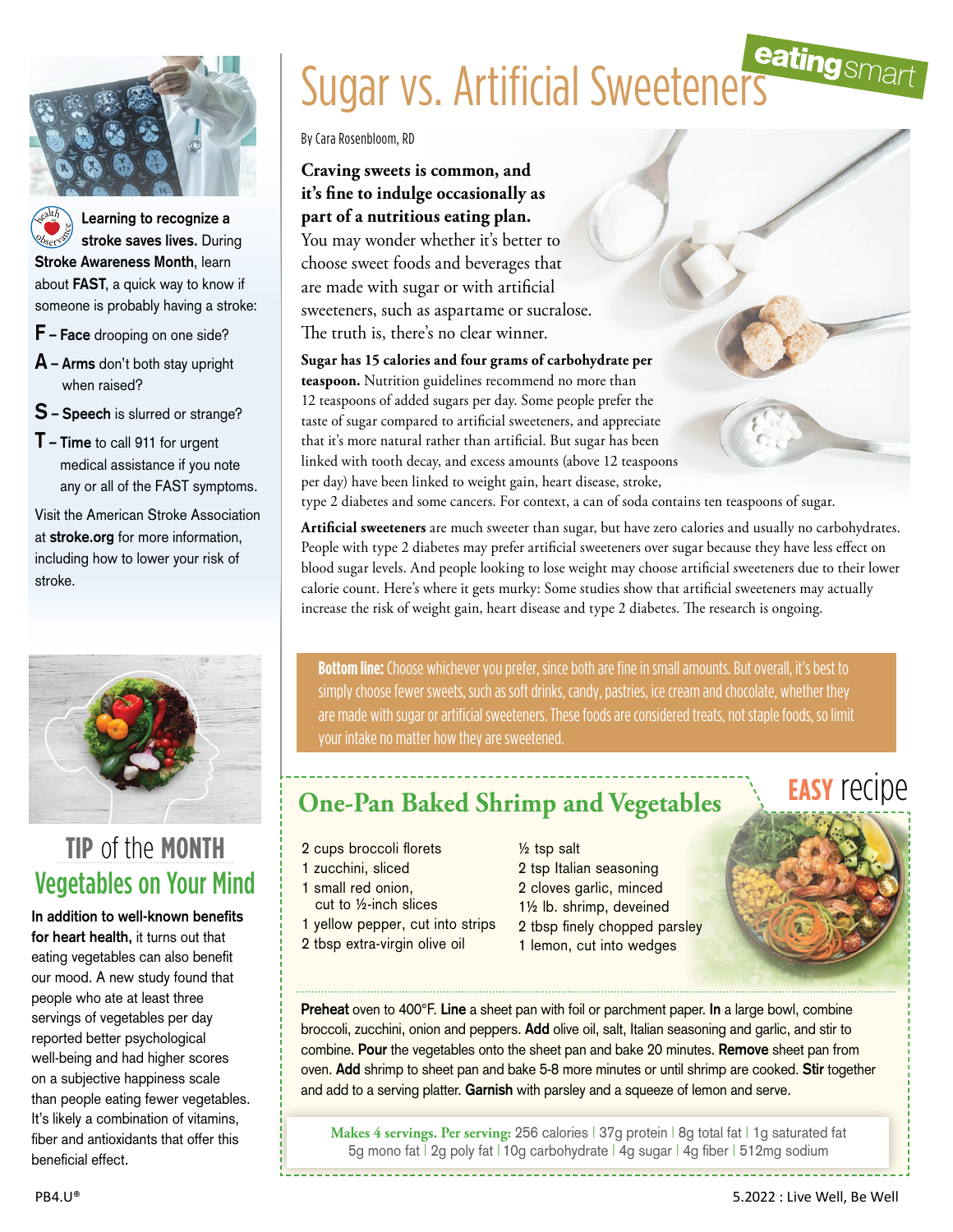# Sugar vs. Artificial Sweeteners

eating smart

By Cara Rosenbloom, RD

**Craving sweets is common, and it's fine to indulge occasionally as part of a nutritious eating plan.** You may wonder whether it's better to choose sweet foods and beverages that are made with sugar or with artificial sweeteners, such as aspartame or sucralose. The truth is, there's no clear winner.

**Sugar has 15 calories and four grams of carbohydrate per teaspoon.** Nutrition guidelines recommend no more than 12 teaspoons of added sugars per day. Some people prefer the taste of sugar compared to artificial sweeteners, and appreciate that it's more natural rather than artificial. But sugar has been linked with tooth decay, and excess amounts (above 12 teaspoons per day) have been linked to weight gain, heart disease, stroke, type 2 diabetes and some cancers. For context, a can of soda contains ten teaspoons of sugar.

**Artificial sweeteners** are much sweeter than sugar, but have zero calories and usually no carbohydrates. People with type 2 diabetes may prefer artificial sweeteners over sugar because they have less effect on blood sugar levels. And people looking to lose weight may choose artificial sweeteners due to their lower calorie count. Here's where it gets murky: Some studies show that artificial sweeteners may actually increase the risk of weight gain, heart disease and type 2 diabetes. The research is ongoing.

**Bottom line:** Choose whichever you prefer, since both are fine in small amounts. But overall, it's best to simply choose fewer sweets, such as soft drinks, candy, pastries, ice cream and chocolate, whether they are made with sugar or artificial sweeteners. These foods are considered treats, not staple foods, so limit your intake no matter how they are sweetened.

## EASY recipe

### One-Pan Baked Shrimp and Vegetables

- 2 cups broccoli florets
- 1 zucchini, sliced
- 1 small red onion, cut to ½-inch slices
- 1 yellow pepper, cut into strips
- 2 tbsp extra-virgin olive oil
- ½ tsp salt
- 2 tsp Italian seasoning
- 2 cloves garlic, minced
- 1½ lb. shrimp, deveined
- 2 tbsp finely chopped parsley
- 1 lemon, cut into wedges

**Preheat** oven to 400°F. **Line** a sheet pan with foil or parchment paper. **In** a large bowl, combine broccoli, zucchini, onion and peppers. **Add** olive oil, salt, Italian seasoning and garlic, and stir to combine. **Pour** the vegetables onto the sheet pan and bake 20 minutes. **Remove** sheet pan from oven. **Add** shrimp to sheet pan and bake 5-8 more minutes or until shrimp are cooked. **Stir** together and add to a serving platter. **Garnish** with parsley and a squeeze of lemon and serve.

**Makes 4 servings. Per serving:** 256 calories | 37g protein | 8g total fat | 1g saturated fat | 5g mono fat | 2g poly fat | 10g carbohydrate | 4g sugar | 4g fiber | 512mg sodium

---

**Learning to recognize a stroke saves lives.** During **Stroke Awareness Month**, learn about **FAST**, a quick way to know if someone is probably having a stroke:

- **F – Face** drooping on one side?
- **A – Arms** don't both stay upright when raised?
- **S – Speech** is slurred or strange?
- **T – Time** to call 911 for urgent medical assistance if you note any or all of the FAST symptoms.

Visit the American Stroke Association at **stroke.org** for more information, including how to lower your risk of stroke.

## TIP of the MONTH
### Vegetables on Your Mind

**In addition to well-known benefits for heart health,** it turns out that eating vegetables can also benefit our mood. A new study found that people who ate at least three servings of vegetables per day reported better psychological well-being and had higher scores on a subjective happiness scale than people eating fewer vegetables. It's likely a combination of vitamins, fiber and antioxidants that offer this beneficial effect.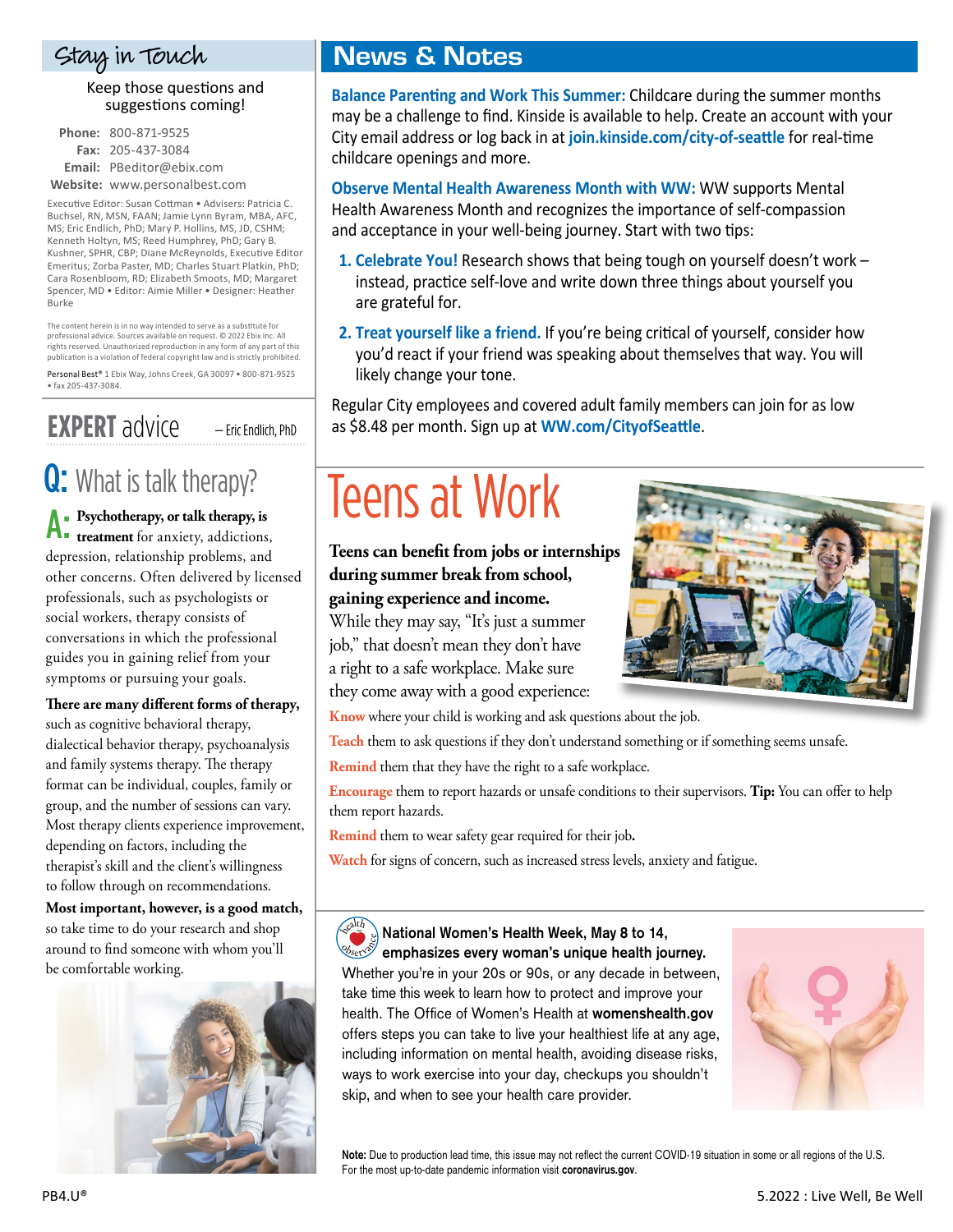## Stay in Touch

Keep those questions and suggestions coming!

**Phone:** 800-871-9525
**Fax:** 205-437-3084
**Email:** PBeditor@ebix.com
**Website:** www.personalbest.com

Executive Editor: Susan Cottman • Advisers: Patricia C. Buchsel, RN, MSN, FAAN; Jamie Lynn Byram, MBA, AFC, MS; Eric Endlich, PhD; Mary P. Hollins, MS, JD, CSHM; Kenneth Holtyn, MS; Reed Humphrey, PhD; Gary B. Kushner, SPHR, CBP; Diane McReynolds, Executive Editor Emeritus; Zorba Paster, MD; Charles Stuart Platkin, PhD; Cara Rosenbloom, RD; Elizabeth Smoots, MD; Margaret Spencer, MD • Editor: Aimie Miller • Designer: Heather Burke

The content herein is in no way intended to serve as a substitute for professional advice. Sources available on request. © 2022 Ebix Inc. All rights reserved. Unauthorized reproduction in any form of any part of this publication is a violation of federal copyright law and is strictly prohibited.

Personal Best® 1 Ebix Way, Johns Creek, GA 30097 • 800-871-9525 • fax 205-437-3084.

## EXPERT advice

– Eric Endlich, PhD

**Q: What is talk therapy?**

**A: Psychotherapy, or talk therapy, is treatment** for anxiety, addictions, depression, relationship problems, and other concerns. Often delivered by licensed professionals, such as psychologists or social workers, therapy consists of conversations in which the professional guides you in gaining relief from your symptoms or pursuing your goals.

**There are many different forms of therapy,** such as cognitive behavioral therapy, dialectical behavior therapy, psychoanalysis and family systems therapy. The therapy format can be individual, couples, family or group, and the number of sessions can vary. Most therapy clients experience improvement, depending on factors, including the therapist's skill and the client's willingness to follow through on recommendations.

**Most important, however, is a good match,** so take time to do your research and shop around to find someone with whom you'll be comfortable working.

## News & Notes

**Balance Parenting and Work This Summer:** Childcare during the summer months may be a challenge to find. Kinside is available to help. Create an account with your City email address or log back in at **join.kinside.com/city-of-seattle** for real-time childcare openings and more.

**Observe Mental Health Awareness Month with WW:** WW supports Mental Health Awareness Month and recognizes the importance of self-compassion and acceptance in your well-being journey. Start with two tips:

1. **Celebrate You!** Research shows that being tough on yourself doesn't work – instead, practice self-love and write down three things about yourself you are grateful for.
2. **Treat yourself like a friend.** If you're being critical of yourself, consider how you'd react if your friend was speaking about themselves that way. You will likely change your tone.

Regular City employees and covered adult family members can join for as low as $8.48 per month. Sign up at **WW.com/CityofSeattle**.

# Teens at Work

**Teens can benefit from jobs or internships during summer break from school, gaining experience and income.**
While they may say, "It's just a summer job," that doesn't mean they don't have a right to a safe workplace. Make sure they come away with a good experience:

**Know** where your child is working and ask questions about the job.

**Teach** them to ask questions if they don't understand something or if something seems unsafe.

**Remind** them that they have the right to a safe workplace.

**Encourage** them to report hazards or unsafe conditions to their supervisors. **Tip:** You can offer to help them report hazards.

**Remind** them to wear safety gear required for their job**.**

**Watch** for signs of concern, such as increased stress levels, anxiety and fatigue.

**National Women's Health Week, May 8 to 14, emphasizes every woman's unique health journey.**
Whether you're in your 20s or 90s, or any decade in between, take time this week to learn how to protect and improve your health. The Office of Women's Health at **womenshealth.gov** offers steps you can take to live your healthiest life at any age, including information on mental health, avoiding disease risks, ways to work exercise into your day, checkups you shouldn't skip, and when to see your health care provider.

**Note:** Due to production lead time, this issue may not reflect the current COVID-19 situation in some or all regions of the U.S. For the most up-to-date pandemic information visit **coronavirus.gov**.